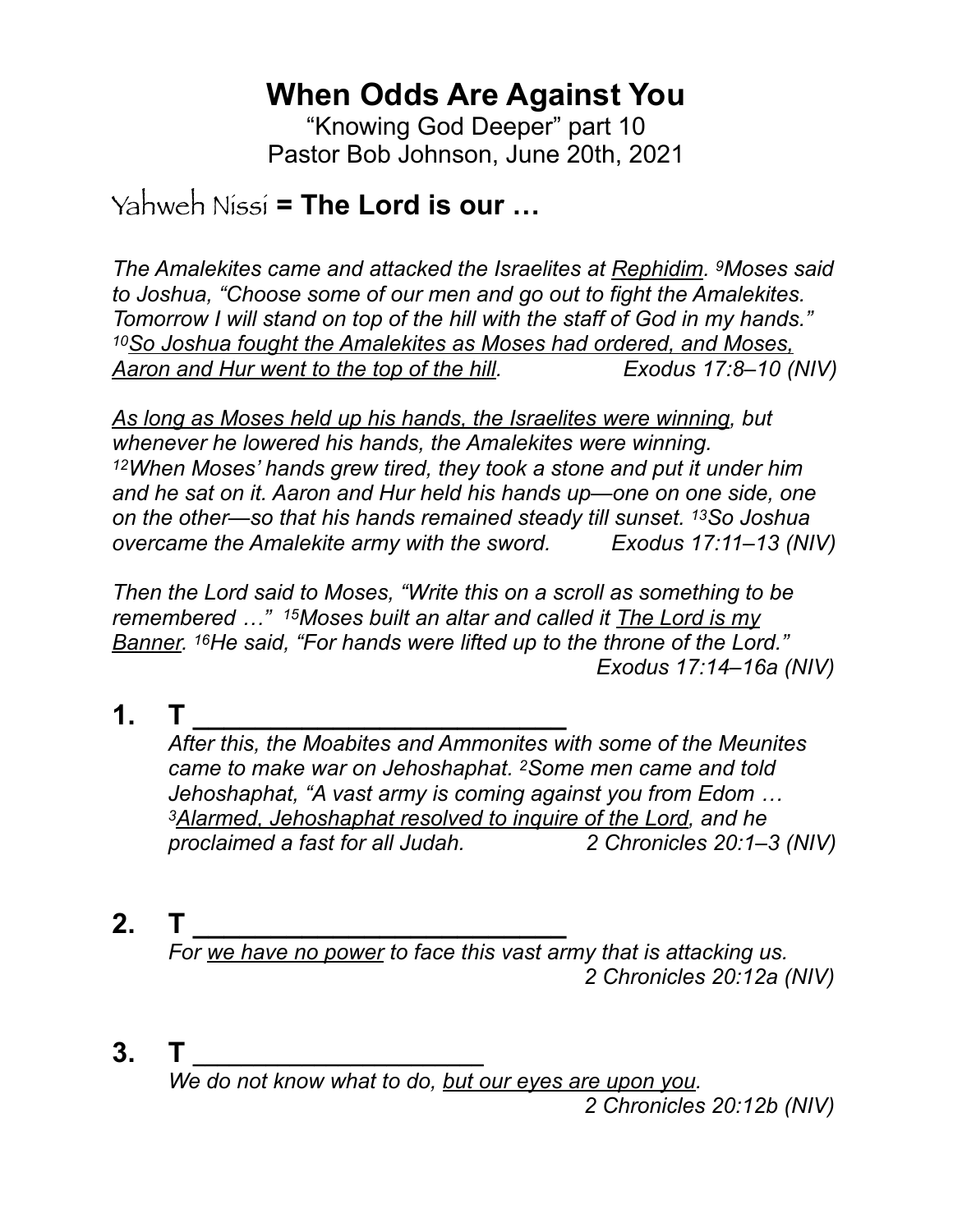# When Odds Are Against You

"Knowing God Deeper" part 10
Pastor Bob Johnson, June 20th, 2021

## Yahweh Nissi **= The Lord is our …**

*The Amalekites came and attacked the Israelites at <u>Rephidim</u>. [9]Moses said to Joshua, "Choose some of our men and go out to fight the Amalekites. Tomorrow I will stand on top of the hill with the staff of God in my hands." [10]<u>So Joshua fought the Amalekites as Moses had ordered, and Moses, Aaron and Hur went to the top of the hill</u>.* *Exodus 17:8–10 (NIV)*

*<u>As long as Moses held up his hands, the Israelites were winning</u>, but whenever he lowered his hands, the Amalekites were winning. [12]When Moses' hands grew tired, they took a stone and put it under him and he sat on it. Aaron and Hur held his hands up—one on one side, one on the other—so that his hands remained steady till sunset. [13]So Joshua overcame the Amalekite army with the sword.* *Exodus 17:11–13 (NIV)*

*Then the Lord said to Moses, "Write this on a scroll as something to be remembered …" [15]Moses built an altar and called it <u>The Lord is my Banner</u>. [16]He said, "For hands were lifted up to the throne of the Lord."* *Exodus 17:14–16a (NIV)*

**1. T ___________________________**

*After this, the Moabites and Ammonites with some of the Meunites came to make war on Jehoshaphat. [2]Some men came and told Jehoshaphat, "A vast army is coming against you from Edom … [3]<u>Alarmed, Jehoshaphat resolved to inquire of the Lord</u>, and he proclaimed a fast for all Judah.* *2 Chronicles 20:1–3 (NIV)*

**2. T ___________________________**

*For <u>we have no power</u> to face this vast army that is attacking us.* *2 Chronicles 20:12a (NIV)*

**3. T _____________________**

*We do not know what to do, <u>but our eyes are upon you</u>.* *2 Chronicles 20:12b (NIV)*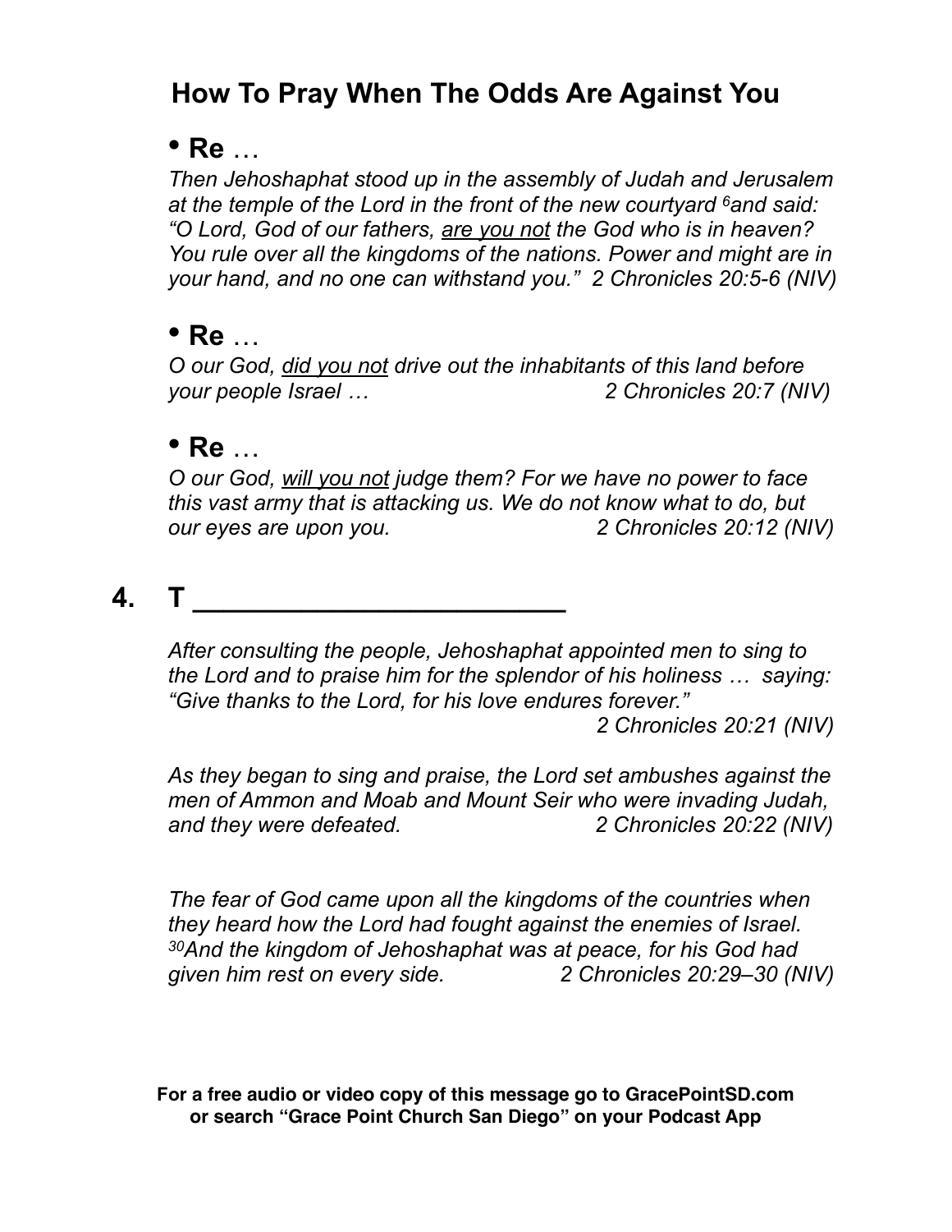## How To Pray When The Odds Are Against You

- **Re** …

*Then Jehoshaphat stood up in the assembly of Judah and Jerusalem at the temple of the Lord in the front of the new courtyard [6]and said: "O Lord, God of our fathers, <u>are you not</u> the God who is in heaven? You rule over all the kingdoms of the nations. Power and might are in your hand, and no one can withstand you." 2 Chronicles 20:5-6 (NIV)*

- **Re** …

*O our God, <u>did you not</u> drive out the inhabitants of this land before your people Israel … 2 Chronicles 20:7 (NIV)*

- **Re** …

*O our God, <u>will you not</u> judge them? For we have no power to face this vast army that is attacking us. We do not know what to do, but our eyes are upon you. 2 Chronicles 20:12 (NIV)*

## 4. T ________________________

*After consulting the people, Jehoshaphat appointed men to sing to the Lord and to praise him for the splendor of his holiness … saying: "Give thanks to the Lord, for his love endures forever."*
*2 Chronicles 20:21 (NIV)*

*As they began to sing and praise, the Lord set ambushes against the men of Ammon and Moab and Mount Seir who were invading Judah, and they were defeated. 2 Chronicles 20:22 (NIV)*

*The fear of God came upon all the kingdoms of the countries when they heard how the Lord had fought against the enemies of Israel. [30]And the kingdom of Jehoshaphat was at peace, for his God had given him rest on every side. 2 Chronicles 20:29–30 (NIV)*

**For a free audio or video copy of this message go to GracePointSD.com or search "Grace Point Church San Diego" on your Podcast App**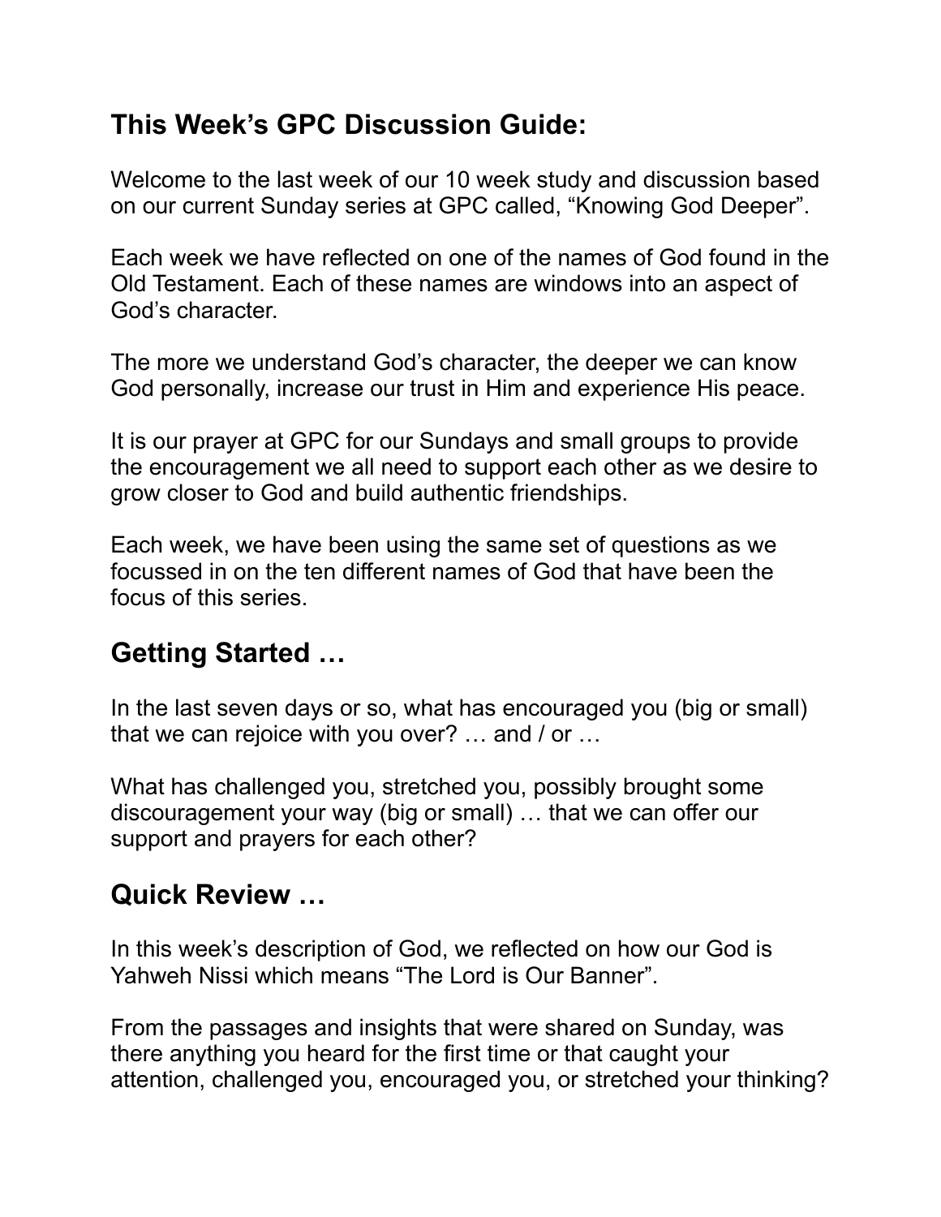## This Week's GPC Discussion Guide:

Welcome to the last week of our 10 week study and discussion based on our current Sunday series at GPC called, "Knowing God Deeper".

Each week we have reflected on one of the names of God found in the Old Testament. Each of these names are windows into an aspect of God's character.

The more we understand God's character, the deeper we can know God personally, increase our trust in Him and experience His peace.

It is our prayer at GPC for our Sundays and small groups to provide the encouragement we all need to support each other as we desire to grow closer to God and build authentic friendships.

Each week, we have been using the same set of questions as we focussed in on the ten different names of God that have been the focus of this series.

## Getting Started …

In the last seven days or so, what has encouraged you (big or small) that we can rejoice with you over? … and / or …

What has challenged you, stretched you, possibly brought some discouragement your way (big or small) … that we can offer our support and prayers for each other?

## Quick Review …

In this week's description of God, we reflected on how our God is Yahweh Nissi which means "The Lord is Our Banner".

From the passages and insights that were shared on Sunday, was there anything you heard for the first time or that caught your attention, challenged you, encouraged you, or stretched your thinking?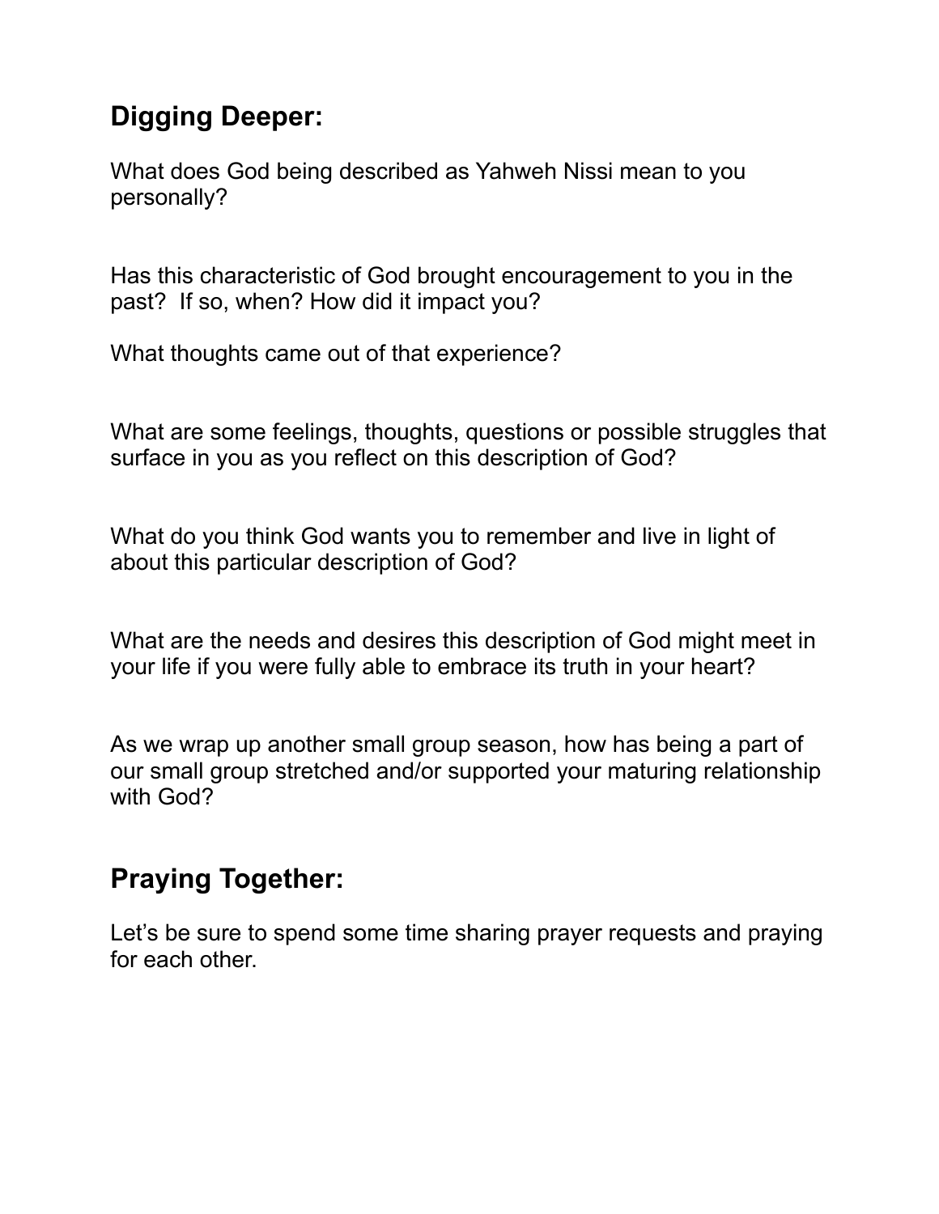## Digging Deeper:

What does God being described as Yahweh Nissi mean to you personally?

Has this characteristic of God brought encouragement to you in the past? If so, when? How did it impact you?

What thoughts came out of that experience?

What are some feelings, thoughts, questions or possible struggles that surface in you as you reflect on this description of God?

What do you think God wants you to remember and live in light of about this particular description of God?

What are the needs and desires this description of God might meet in your life if you were fully able to embrace its truth in your heart?

As we wrap up another small group season, how has being a part of our small group stretched and/or supported your maturing relationship with God?

## Praying Together:

Let’s be sure to spend some time sharing prayer requests and praying for each other.